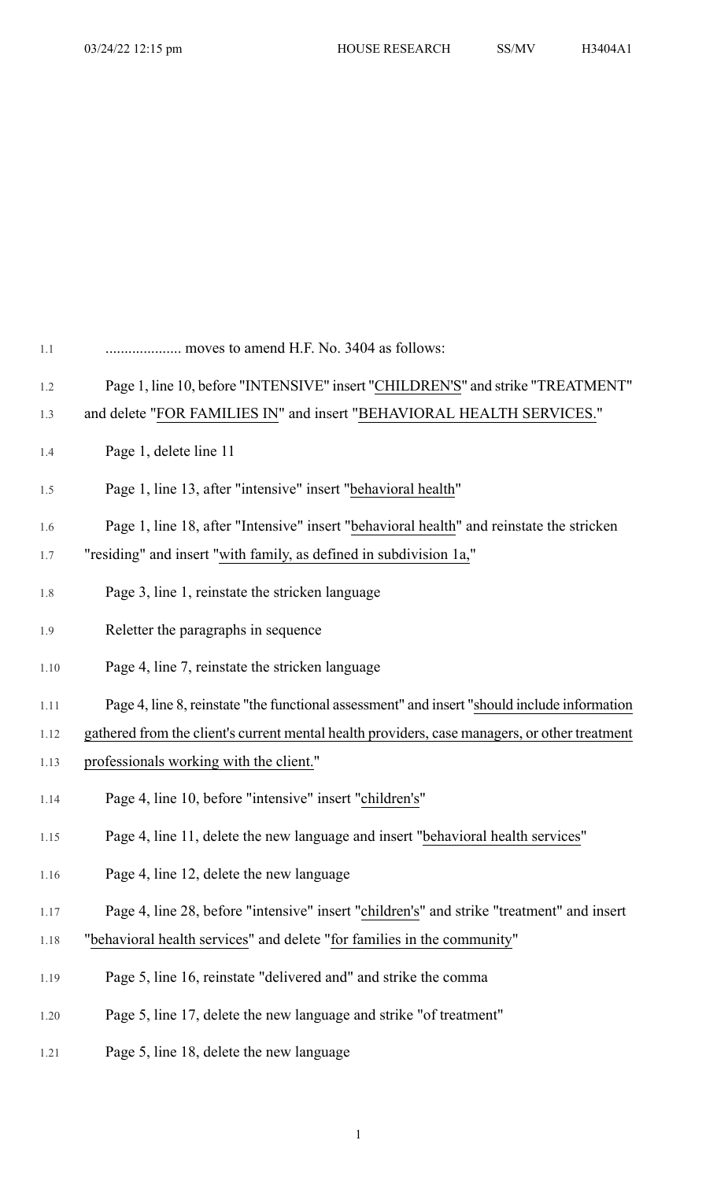.................... moves to amend H.F. No. 3404 as follows:

Page 1, line 10, before "INTENSIVE" insert "CHILDREN'S" and strike "TREATMENT" and delete "FOR FAMILIES IN" and insert "BEHAVIORAL HEALTH SERVICES."

Page 1, delete line 11

Page 1, line 13, after "intensive" insert "behavioral health"

Page 1, line 18, after "Intensive" insert "behavioral health" and reinstate the stricken "residing" and insert "with family, as defined in subdivision 1a,"

Page 3, line 1, reinstate the stricken language

Reletter the paragraphs in sequence

Page 4, line 7, reinstate the stricken language

Page 4, line 8, reinstate "the functional assessment" and insert "should include information gathered from the client's current mental health providers, case managers, or other treatment professionals working with the client."

Page 4, line 10, before "intensive" insert "children's"

Page 4, line 11, delete the new language and insert "behavioral health services"

Page 4, line 12, delete the new language

Page 4, line 28, before "intensive" insert "children's" and strike "treatment" and insert "behavioral health services" and delete "for families in the community"

Page 5, line 16, reinstate "delivered and" and strike the comma

Page 5, line 17, delete the new language and strike "of treatment"

Page 5, line 18, delete the new language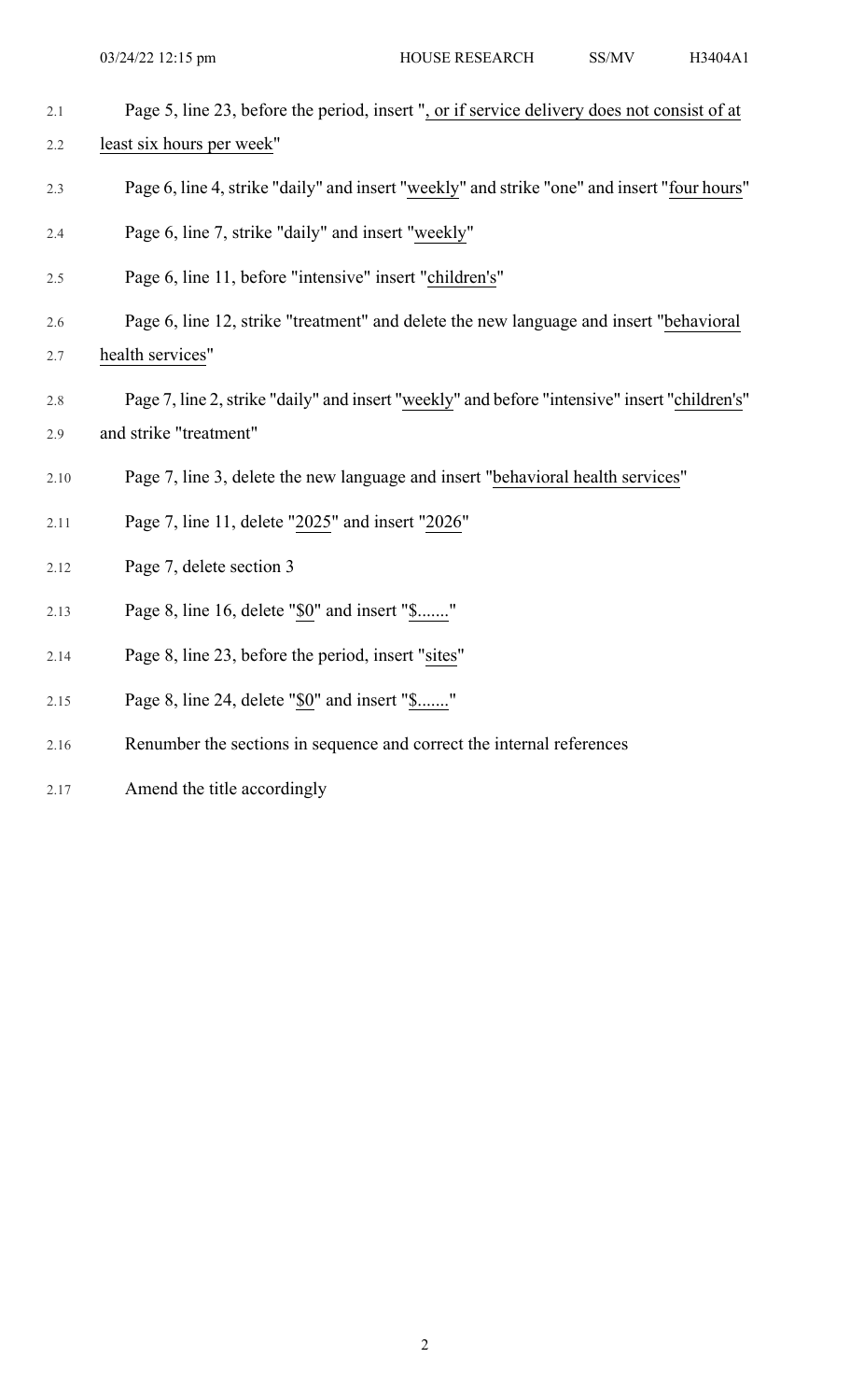Page 5, line 23, before the period, insert ", or if service delivery does not consist of at least six hours per week"

Page 6, line 4, strike "daily" and insert "weekly" and strike "one" and insert "four hours"

Page 6, line 7, strike "daily" and insert "weekly"

Page 6, line 11, before "intensive" insert "children's"

Page 6, line 12, strike "treatment" and delete the new language and insert "behavioral health services"

Page 7, line 2, strike "daily" and insert "weekly" and before "intensive" insert "children's" and strike "treatment"

Page 7, line 3, delete the new language and insert "behavioral health services"

Page 7, line 11, delete "2025" and insert "2026"

Page 7, delete section 3

Page 8, line 16, delete "$0" and insert "$......."

Page 8, line 23, before the period, insert "sites"

Page 8, line 24, delete "$0" and insert "$......."

Renumber the sections in sequence and correct the internal references

Amend the title accordingly